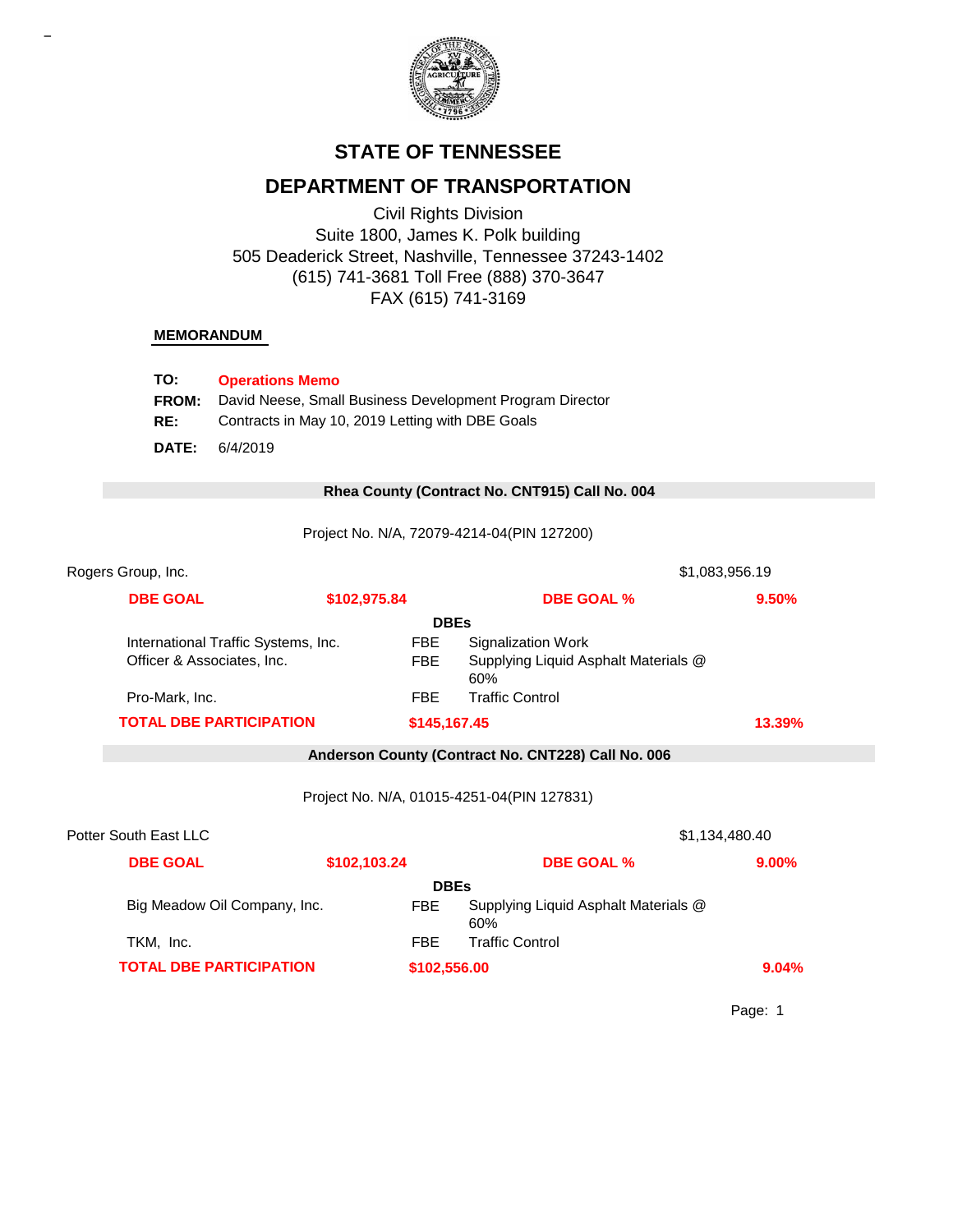# STATE OF TENNESSEE

## DEPARTMENT OF TRANSPORTATION

Civil Rights Division
Suite 1800, James K. Polk building
505 Deaderick Street, Nashville, Tennessee 37243-1402
(615) 741-3681 Toll Free (888) 370-3647
FAX (615) 741-3169

**MEMORANDUM**

**TO:** **Operations Memo**
**FROM:** David Neese, Small Business Development Program Director
**RE:** Contracts in May 10, 2019 Letting with DBE Goals

**DATE:** 6/4/2019

### Rhea County (Contract No. CNT915) Call No. 004

Project No. N/A, 72079-4214-04(PIN 127200)

Rogers Group, Inc. — $1,083,956.19

| **DBE GOAL** | **$102,975.84** | **DBE GOAL %** | **9.50%** |
|---|---|---|---|

**DBEs**

| | | |
|---|---|---|
| International Traffic Systems, Inc. | FBE | Signalization Work |
| Officer & Associates, Inc. | FBE | Supplying Liquid Asphalt Materials @ 60% |
| Pro-Mark, Inc. | FBE | Traffic Control |

| **TOTAL DBE PARTICIPATION** | **$145,167.45** | **13.39%** |
|---|---|---|

### Anderson County (Contract No. CNT228) Call No. 006

Project No. N/A, 01015-4251-04(PIN 127831)

Potter South East LLC — $1,134,480.40

| **DBE GOAL** | **$102,103.24** | **DBE GOAL %** | **9.00%** |
|---|---|---|---|

**DBEs**

| | | |
|---|---|---|
| Big Meadow Oil Company, Inc. | FBE | Supplying Liquid Asphalt Materials @ 60% |
| TKM, Inc. | FBE | Traffic Control |

| **TOTAL DBE PARTICIPATION** | **$102,556.00** | **9.04%** |
|---|---|---|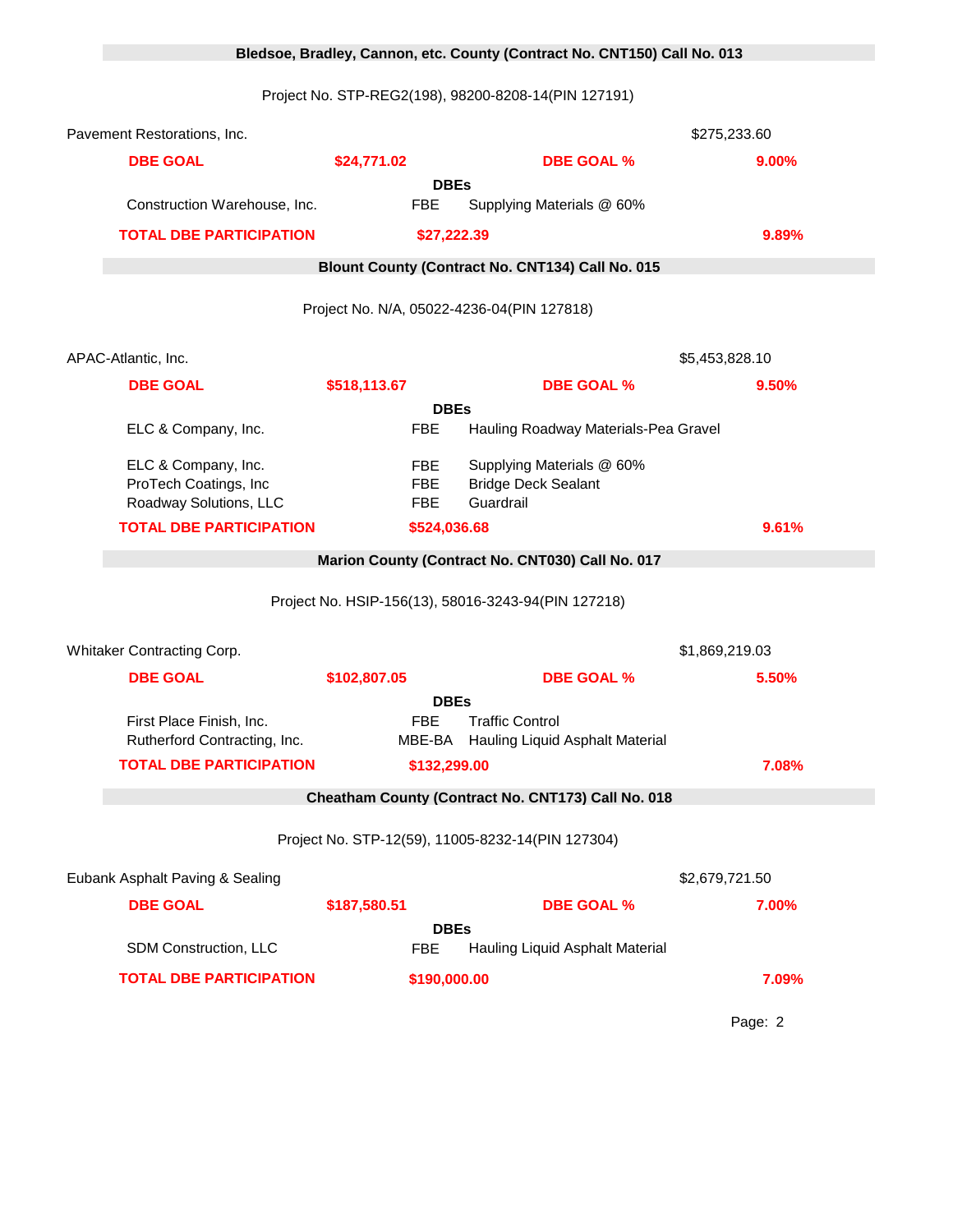## Bledsoe, Bradley, Cannon, etc. County (Contract No. CNT150) Call No. 013

Project No. STP-REG2(198), 98200-8208-14(PIN 127191)

Pavement Restorations, Inc. — $275,233.60

| DBE GOAL | $24,771.02 | DBE GOAL % | 9.00% |
|---|---|---|---|

**DBEs**

| DBE | Type | Work |
|---|---|---|
| Construction Warehouse, Inc. | FBE | Supplying Materials @ 60% |

| TOTAL DBE PARTICIPATION | $27,222.39 | 9.89% |
|---|---|---|

## Blount County (Contract No. CNT134) Call No. 015

Project No. N/A, 05022-4236-04(PIN 127818)

APAC-Atlantic, Inc. — $5,453,828.10

| DBE GOAL | $518,113.67 | DBE GOAL % | 9.50% |
|---|---|---|---|

**DBEs**

| DBE | Type | Work |
|---|---|---|
| ELC & Company, Inc. | FBE | Hauling Roadway Materials-Pea Gravel |
| ELC & Company, Inc. | FBE | Supplying Materials @ 60% |
| ProTech Coatings, Inc | FBE | Bridge Deck Sealant |
| Roadway Solutions, LLC | FBE | Guardrail |

| TOTAL DBE PARTICIPATION | $524,036.68 | 9.61% |
|---|---|---|

## Marion County (Contract No. CNT030) Call No. 017

Project No. HSIP-156(13), 58016-3243-94(PIN 127218)

Whitaker Contracting Corp. — $1,869,219.03

| DBE GOAL | $102,807.05 | DBE GOAL % | 5.50% |
|---|---|---|---|

**DBEs**

| DBE | Type | Work |
|---|---|---|
| First Place Finish, Inc. | FBE | Traffic Control |
| Rutherford Contracting, Inc. | MBE-BA | Hauling Liquid Asphalt Material |

| TOTAL DBE PARTICIPATION | $132,299.00 | 7.08% |
|---|---|---|

## Cheatham County (Contract No. CNT173) Call No. 018

Project No. STP-12(59), 11005-8232-14(PIN 127304)

Eubank Asphalt Paving & Sealing — $2,679,721.50

| DBE GOAL | $187,580.51 | DBE GOAL % | 7.00% |
|---|---|---|---|

**DBEs**

| DBE | Type | Work |
|---|---|---|
| SDM Construction, LLC | FBE | Hauling Liquid Asphalt Material |

| TOTAL DBE PARTICIPATION | $190,000.00 | 7.09% |
|---|---|---|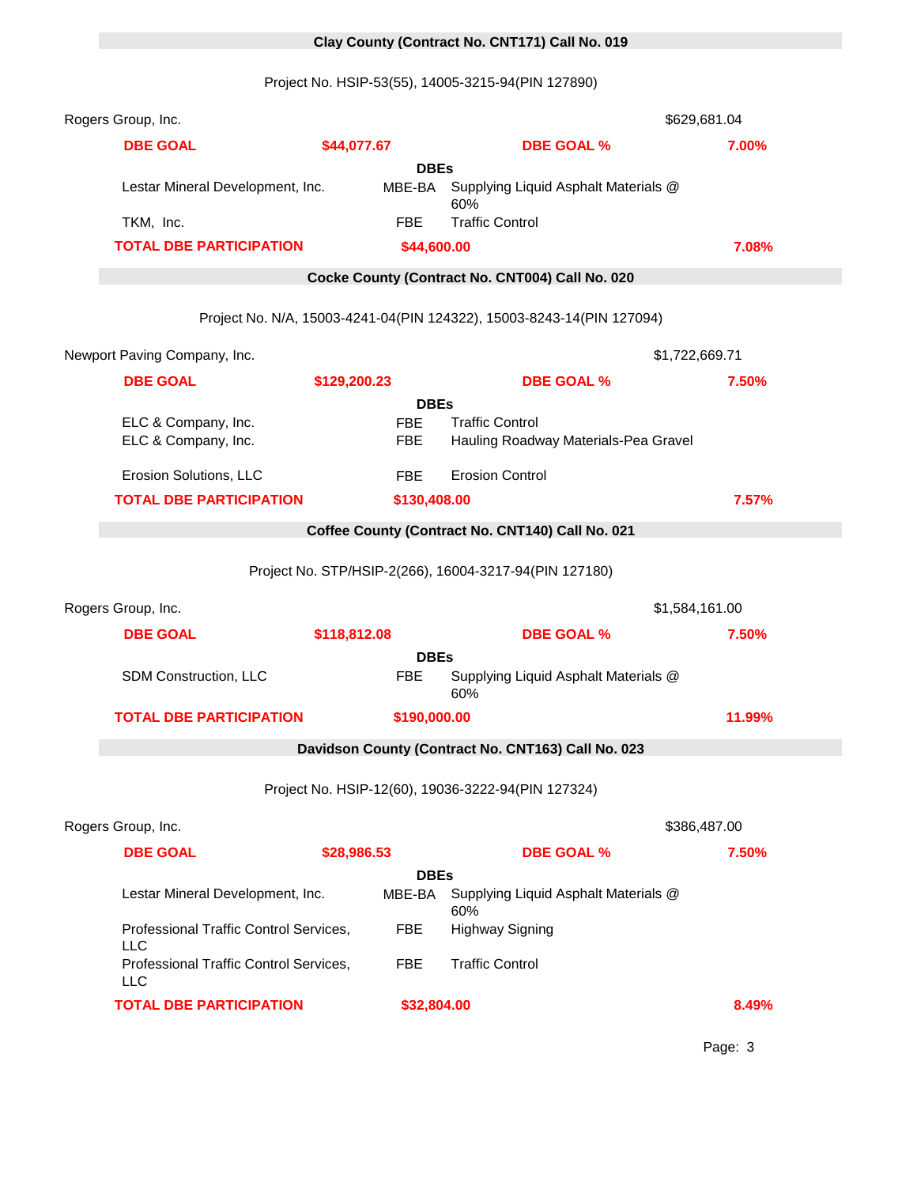## Clay County (Contract No. CNT171) Call No. 019

Project No. HSIP-53(55), 14005-3215-94(PIN 127890)

Rogers Group, Inc. — $629,681.04

| DBE GOAL | $44,077.67 | DBE GOAL % | 7.00% |
|---|---|---|---|

**DBEs**

| DBE | Type | Work |
|---|---|---|
| Lestar Mineral Development, Inc. | MBE-BA | Supplying Liquid Asphalt Materials @ 60% |
| TKM, Inc. | FBE | Traffic Control |

**TOTAL DBE PARTICIPATION** **$44,600.00** **7.08%**

## Cocke County (Contract No. CNT004) Call No. 020

Project No. N/A, 15003-4241-04(PIN 124322), 15003-8243-14(PIN 127094)

Newport Paving Company, Inc. — $1,722,669.71

| DBE GOAL | $129,200.23 | DBE GOAL % | 7.50% |
|---|---|---|---|

**DBEs**

| DBE | Type | Work |
|---|---|---|
| ELC & Company, Inc. | FBE | Traffic Control |
| ELC & Company, Inc. | FBE | Hauling Roadway Materials-Pea Gravel |
| Erosion Solutions, LLC | FBE | Erosion Control |

**TOTAL DBE PARTICIPATION** **$130,408.00** **7.57%**

## Coffee County (Contract No. CNT140) Call No. 021

Project No. STP/HSIP-2(266), 16004-3217-94(PIN 127180)

Rogers Group, Inc. — $1,584,161.00

| DBE GOAL | $118,812.08 | DBE GOAL % | 7.50% |
|---|---|---|---|

**DBEs**

| DBE | Type | Work |
|---|---|---|
| SDM Construction, LLC | FBE | Supplying Liquid Asphalt Materials @ 60% |

**TOTAL DBE PARTICIPATION** **$190,000.00** **11.99%**

## Davidson County (Contract No. CNT163) Call No. 023

Project No. HSIP-12(60), 19036-3222-94(PIN 127324)

Rogers Group, Inc. — $386,487.00

| DBE GOAL | $28,986.53 | DBE GOAL % | 7.50% |
|---|---|---|---|

**DBEs**

| DBE | Type | Work |
|---|---|---|
| Lestar Mineral Development, Inc. | MBE-BA | Supplying Liquid Asphalt Materials @ 60% |
| Professional Traffic Control Services, LLC | FBE | Highway Signing |
| Professional Traffic Control Services, LLC | FBE | Traffic Control |

**TOTAL DBE PARTICIPATION** **$32,804.00** **8.49%**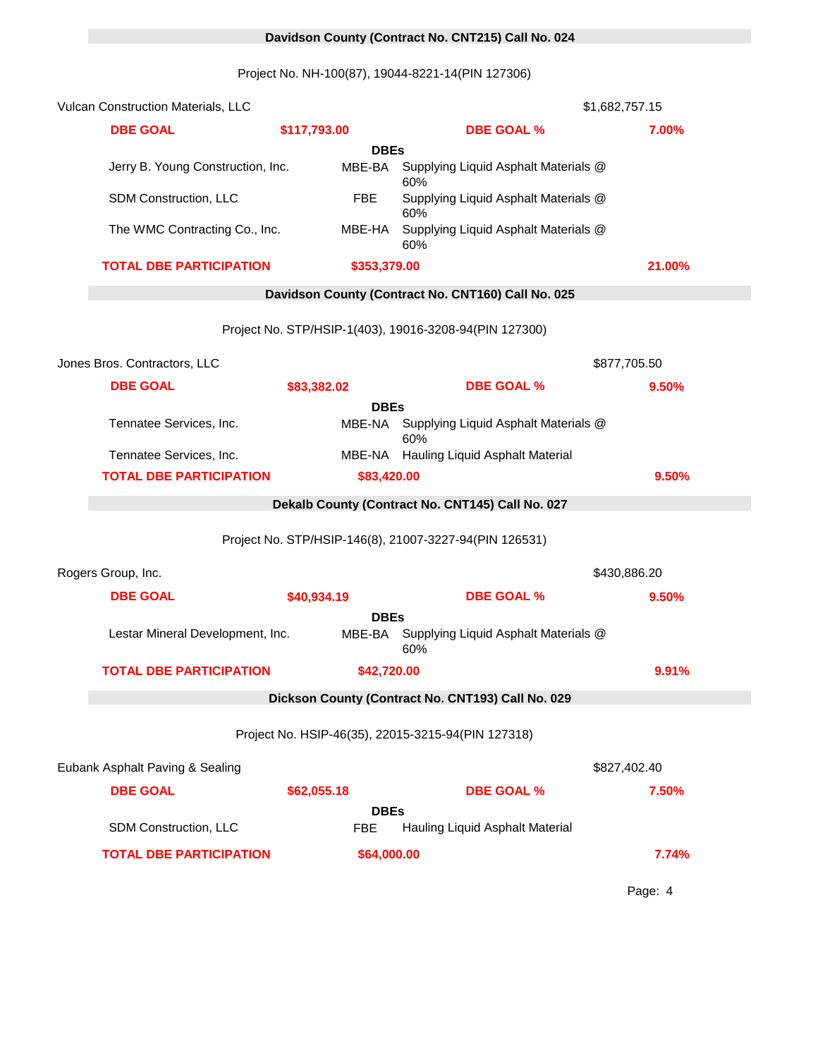## Davidson County (Contract No. CNT215) Call No. 024

Project No. NH-100(87), 19044-8221-14(PIN 127306)

Vulcan Construction Materials, LLC — $1,682,757.15

| DBE GOAL | $117,793.00 | DBE GOAL % | 7.00% |
|---|---|---|---|

**DBEs**

| DBE | Type | Work |
|---|---|---|
| Jerry B. Young Construction, Inc. | MBE-BA | Supplying Liquid Asphalt Materials @ 60% |
| SDM Construction, LLC | FBE | Supplying Liquid Asphalt Materials @ 60% |
| The WMC Contracting Co., Inc. | MBE-HA | Supplying Liquid Asphalt Materials @ 60% |

| TOTAL DBE PARTICIPATION | $353,379.00 | 21.00% |
|---|---|---|

## Davidson County (Contract No. CNT160) Call No. 025

Project No. STP/HSIP-1(403), 19016-3208-94(PIN 127300)

Jones Bros. Contractors, LLC — $877,705.50

| DBE GOAL | $83,382.02 | DBE GOAL % | 9.50% |
|---|---|---|---|

**DBEs**

| DBE | Type | Work |
|---|---|---|
| Tennatee Services, Inc. | MBE-NA | Supplying Liquid Asphalt Materials @ 60% |
| Tennatee Services, Inc. | MBE-NA | Hauling Liquid Asphalt Material |

| TOTAL DBE PARTICIPATION | $83,420.00 | 9.50% |
|---|---|---|

## Dekalb County (Contract No. CNT145) Call No. 027

Project No. STP/HSIP-146(8), 21007-3227-94(PIN 126531)

Rogers Group, Inc. — $430,886.20

| DBE GOAL | $40,934.19 | DBE GOAL % | 9.50% |
|---|---|---|---|

**DBEs**

| DBE | Type | Work |
|---|---|---|
| Lestar Mineral Development, Inc. | MBE-BA | Supplying Liquid Asphalt Materials @ 60% |

| TOTAL DBE PARTICIPATION | $42,720.00 | 9.91% |
|---|---|---|

## Dickson County (Contract No. CNT193) Call No. 029

Project No. HSIP-46(35), 22015-3215-94(PIN 127318)

Eubank Asphalt Paving & Sealing — $827,402.40

| DBE GOAL | $62,055.18 | DBE GOAL % | 7.50% |
|---|---|---|---|

**DBEs**

| DBE | Type | Work |
|---|---|---|
| SDM Construction, LLC | FBE | Hauling Liquid Asphalt Material |

| TOTAL DBE PARTICIPATION | $64,000.00 | 7.74% |
|---|---|---|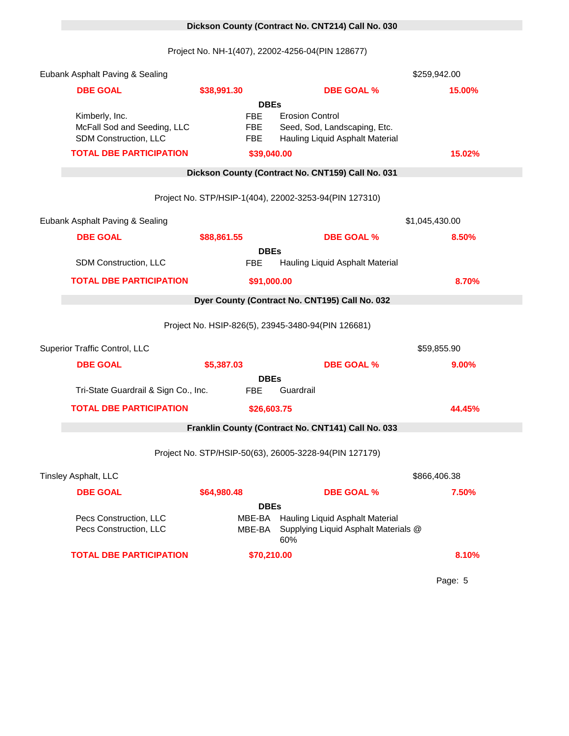## Dickson County (Contract No. CNT214) Call No. 030

Project No. NH-1(407), 22002-4256-04(PIN 128677)

Eubank Asphalt Paving & Sealing — $259,942.00

| DBE GOAL | $38,991.30 | DBE GOAL % | 15.00% |
|---|---|---|---|

**DBEs**

| DBE | Type | Work |
|---|---|---|
| Kimberly, Inc. | FBE | Erosion Control |
| McFall Sod and Seeding, LLC | FBE | Seed, Sod, Landscaping, Etc. |
| SDM Construction, LLC | FBE | Hauling Liquid Asphalt Material |

| TOTAL DBE PARTICIPATION | $39,040.00 | 15.02% |
|---|---|---|

## Dickson County (Contract No. CNT159) Call No. 031

Project No. STP/HSIP-1(404), 22002-3253-94(PIN 127310)

Eubank Asphalt Paving & Sealing — $1,045,430.00

| DBE GOAL | $88,861.55 | DBE GOAL % | 8.50% |
|---|---|---|---|

**DBEs**

| DBE | Type | Work |
|---|---|---|
| SDM Construction, LLC | FBE | Hauling Liquid Asphalt Material |

| TOTAL DBE PARTICIPATION | $91,000.00 | 8.70% |
|---|---|---|

## Dyer County (Contract No. CNT195) Call No. 032

Project No. HSIP-826(5), 23945-3480-94(PIN 126681)

Superior Traffic Control, LLC — $59,855.90

| DBE GOAL | $5,387.03 | DBE GOAL % | 9.00% |
|---|---|---|---|

**DBEs**

| DBE | Type | Work |
|---|---|---|
| Tri-State Guardrail & Sign Co., Inc. | FBE | Guardrail |

| TOTAL DBE PARTICIPATION | $26,603.75 | 44.45% |
|---|---|---|

## Franklin County (Contract No. CNT141) Call No. 033

Project No. STP/HSIP-50(63), 26005-3228-94(PIN 127179)

Tinsley Asphalt, LLC — $866,406.38

| DBE GOAL | $64,980.48 | DBE GOAL % | 7.50% |
|---|---|---|---|

**DBEs**

| DBE | Type | Work |
|---|---|---|
| Pecs Construction, LLC | MBE-BA | Hauling Liquid Asphalt Material |
| Pecs Construction, LLC | MBE-BA | Supplying Liquid Asphalt Materials @ 60% |

| TOTAL DBE PARTICIPATION | $70,210.00 | 8.10% |
|---|---|---|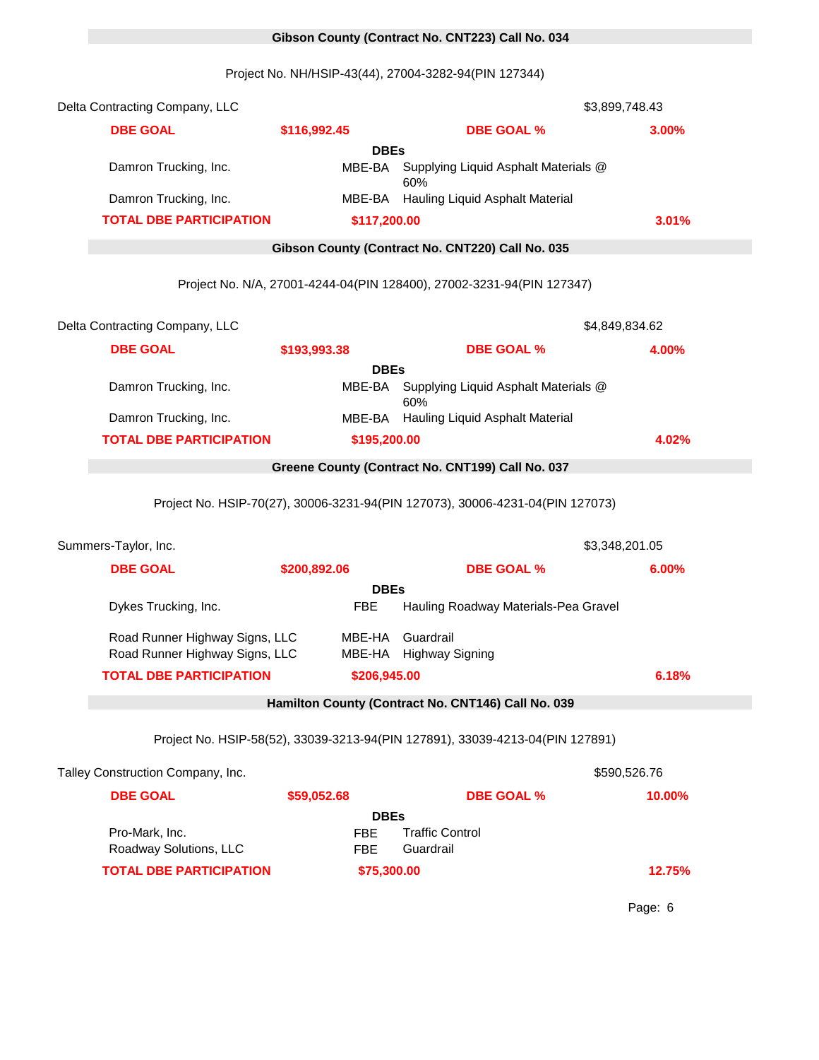## Gibson County (Contract No. CNT223) Call No. 034

Project No. NH/HSIP-43(44), 27004-3282-94(PIN 127344)

| Delta Contracting Company, LLC | | | $3,899,748.43 |
|---|---|---|---|
| **DBE GOAL** | **$116,992.45** | **DBE GOAL %** | **3.00%** |
| | **DBEs** | | |
| Damron Trucking, Inc. | MBE-BA | Supplying Liquid Asphalt Materials @ 60% | |
| Damron Trucking, Inc. | MBE-BA | Hauling Liquid Asphalt Material | |
| **TOTAL DBE PARTICIPATION** | **$117,200.00** | | **3.01%** |

## Gibson County (Contract No. CNT220) Call No. 035

Project No. N/A, 27001-4244-04(PIN 128400), 27002-3231-94(PIN 127347)

| Delta Contracting Company, LLC | | | $4,849,834.62 |
|---|---|---|---|
| **DBE GOAL** | **$193,993.38** | **DBE GOAL %** | **4.00%** |
| | **DBEs** | | |
| Damron Trucking, Inc. | MBE-BA | Supplying Liquid Asphalt Materials @ 60% | |
| Damron Trucking, Inc. | MBE-BA | Hauling Liquid Asphalt Material | |
| **TOTAL DBE PARTICIPATION** | **$195,200.00** | | **4.02%** |

## Greene County (Contract No. CNT199) Call No. 037

Project No. HSIP-70(27), 30006-3231-94(PIN 127073), 30006-4231-04(PIN 127073)

| Summers-Taylor, Inc. | | | $3,348,201.05 |
|---|---|---|---|
| **DBE GOAL** | **$200,892.06** | **DBE GOAL %** | **6.00%** |
| | **DBEs** | | |
| Dykes Trucking, Inc. | FBE | Hauling Roadway Materials-Pea Gravel | |
| Road Runner Highway Signs, LLC | MBE-HA | Guardrail | |
| Road Runner Highway Signs, LLC | MBE-HA | Highway Signing | |
| **TOTAL DBE PARTICIPATION** | **$206,945.00** | | **6.18%** |

## Hamilton County (Contract No. CNT146) Call No. 039

Project No. HSIP-58(52), 33039-3213-94(PIN 127891), 33039-4213-04(PIN 127891)

| Talley Construction Company, Inc. | | | $590,526.76 |
|---|---|---|---|
| **DBE GOAL** | **$59,052.68** | **DBE GOAL %** | **10.00%** |
| | **DBEs** | | |
| Pro-Mark, Inc. | FBE | Traffic Control | |
| Roadway Solutions, LLC | FBE | Guardrail | |
| **TOTAL DBE PARTICIPATION** | **$75,300.00** | | **12.75%** |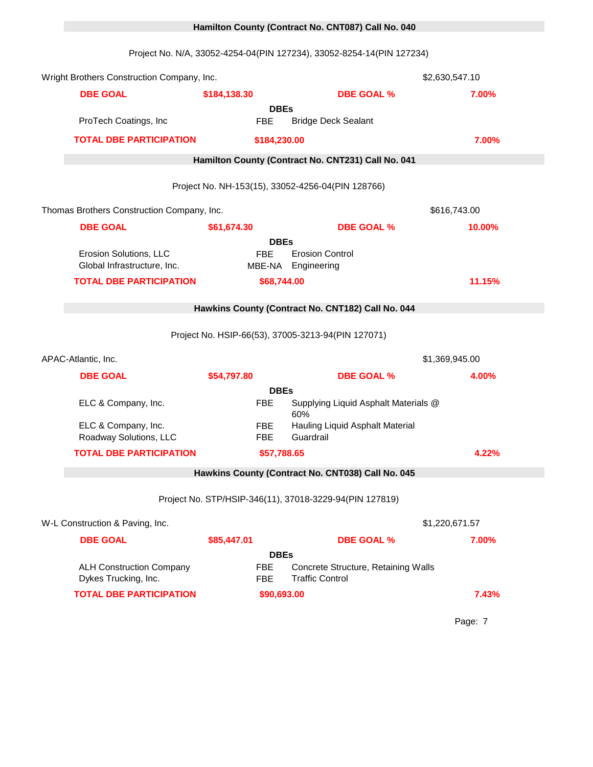### Hamilton County (Contract No. CNT087) Call No. 040

Project No. N/A, 33052-4254-04(PIN 127234), 33052-8254-14(PIN 127234)

Wright Brothers Construction Company, Inc. — $2,630,547.10

**DBE GOAL** **$184,138.30** **DBE GOAL %** **7.00%**

**DBEs**

| DBE | Type | Work |
|---|---|---|
| ProTech Coatings, Inc | FBE | Bridge Deck Sealant |

**TOTAL DBE PARTICIPATION** **$184,230.00** **7.00%**

### Hamilton County (Contract No. CNT231) Call No. 041

Project No. NH-153(15), 33052-4256-04(PIN 128766)

Thomas Brothers Construction Company, Inc. — $616,743.00

**DBE GOAL** **$61,674.30** **DBE GOAL %** **10.00%**

**DBEs**

| DBE | Type | Work |
|---|---|---|
| Erosion Solutions, LLC | FBE | Erosion Control |
| Global Infrastructure, Inc. | MBE-NA | Engineering |

**TOTAL DBE PARTICIPATION** **$68,744.00** **11.15%**

### Hawkins County (Contract No. CNT182) Call No. 044

Project No. HSIP-66(53), 37005-3213-94(PIN 127071)

APAC-Atlantic, Inc. — $1,369,945.00

**DBE GOAL** **$54,797.80** **DBE GOAL %** **4.00%**

**DBEs**

| DBE | Type | Work |
|---|---|---|
| ELC & Company, Inc. | FBE | Supplying Liquid Asphalt Materials @ 60% |
| ELC & Company, Inc. | FBE | Hauling Liquid Asphalt Material |
| Roadway Solutions, LLC | FBE | Guardrail |

**TOTAL DBE PARTICIPATION** **$57,788.65** **4.22%**

### Hawkins County (Contract No. CNT038) Call No. 045

Project No. STP/HSIP-346(11), 37018-3229-94(PIN 127819)

W-L Construction & Paving, Inc. — $1,220,671.57

**DBE GOAL** **$85,447.01** **DBE GOAL %** **7.00%**

**DBEs**

| DBE | Type | Work |
|---|---|---|
| ALH Construction Company | FBE | Concrete Structure, Retaining Walls |
| Dykes Trucking, Inc. | FBE | Traffic Control |

**TOTAL DBE PARTICIPATION** **$90,693.00** **7.43%**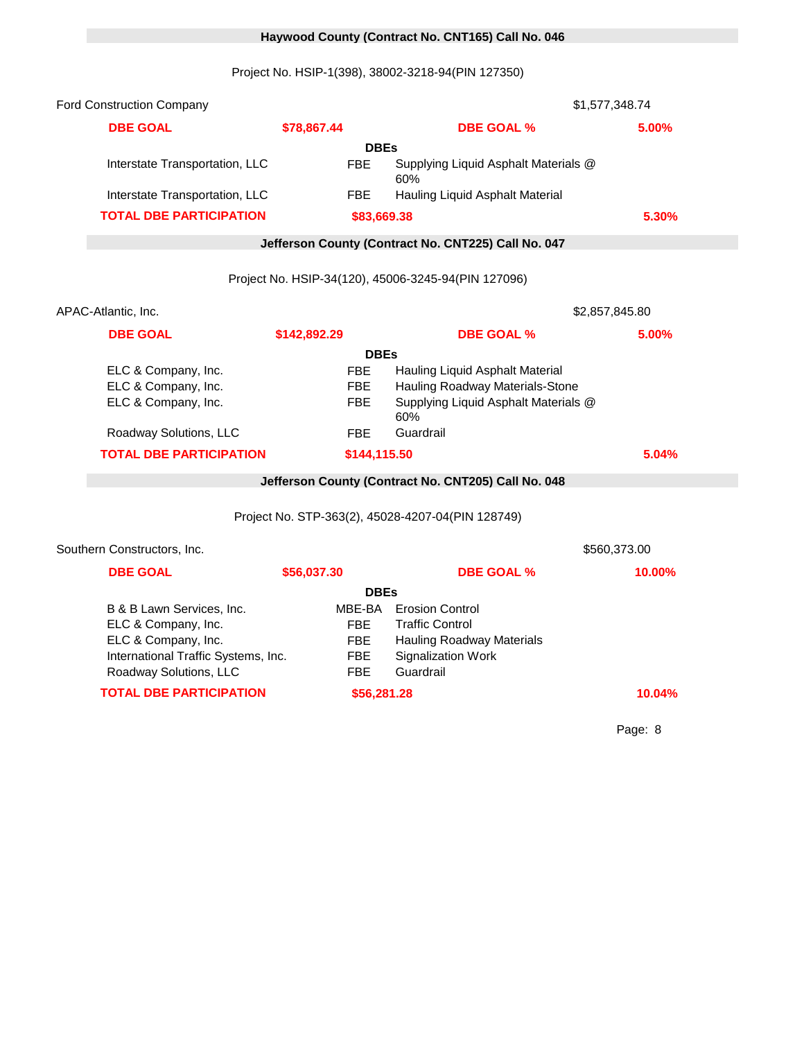## Haywood County (Contract No. CNT165) Call No. 046

Project No. HSIP-1(398), 38002-3218-94(PIN 127350)

| Ford Construction Company | | | $1,577,348.74 |
|---|---|---|---|
| **DBE GOAL** | **$78,867.44** | **DBE GOAL %** | **5.00%** |

**DBEs**

| DBE | Type | Work |
|---|---|---|
| Interstate Transportation, LLC | FBE | Supplying Liquid Asphalt Materials @ 60% |
| Interstate Transportation, LLC | FBE | Hauling Liquid Asphalt Material |

| **TOTAL DBE PARTICIPATION** | **$83,669.38** | **5.30%** |
|---|---|---|

## Jefferson County (Contract No. CNT225) Call No. 047

Project No. HSIP-34(120), 45006-3245-94(PIN 127096)

| APAC-Atlantic, Inc. | | | $2,857,845.80 |
|---|---|---|---|
| **DBE GOAL** | **$142,892.29** | **DBE GOAL %** | **5.00%** |

**DBEs**

| DBE | Type | Work |
|---|---|---|
| ELC & Company, Inc. | FBE | Hauling Liquid Asphalt Material |
| ELC & Company, Inc. | FBE | Hauling Roadway Materials-Stone |
| ELC & Company, Inc. | FBE | Supplying Liquid Asphalt Materials @ 60% |
| Roadway Solutions, LLC | FBE | Guardrail |

| **TOTAL DBE PARTICIPATION** | **$144,115.50** | **5.04%** |
|---|---|---|

## Jefferson County (Contract No. CNT205) Call No. 048

Project No. STP-363(2), 45028-4207-04(PIN 128749)

| Southern Constructors, Inc. | | | $560,373.00 |
|---|---|---|---|
| **DBE GOAL** | **$56,037.30** | **DBE GOAL %** | **10.00%** |

**DBEs**

| DBE | Type | Work |
|---|---|---|
| B & B Lawn Services, Inc. | MBE-BA | Erosion Control |
| ELC & Company, Inc. | FBE | Traffic Control |
| ELC & Company, Inc. | FBE | Hauling Roadway Materials |
| International Traffic Systems, Inc. | FBE | Signalization Work |
| Roadway Solutions, LLC | FBE | Guardrail |

| **TOTAL DBE PARTICIPATION** | **$56,281.28** | **10.04%** |
|---|---|---|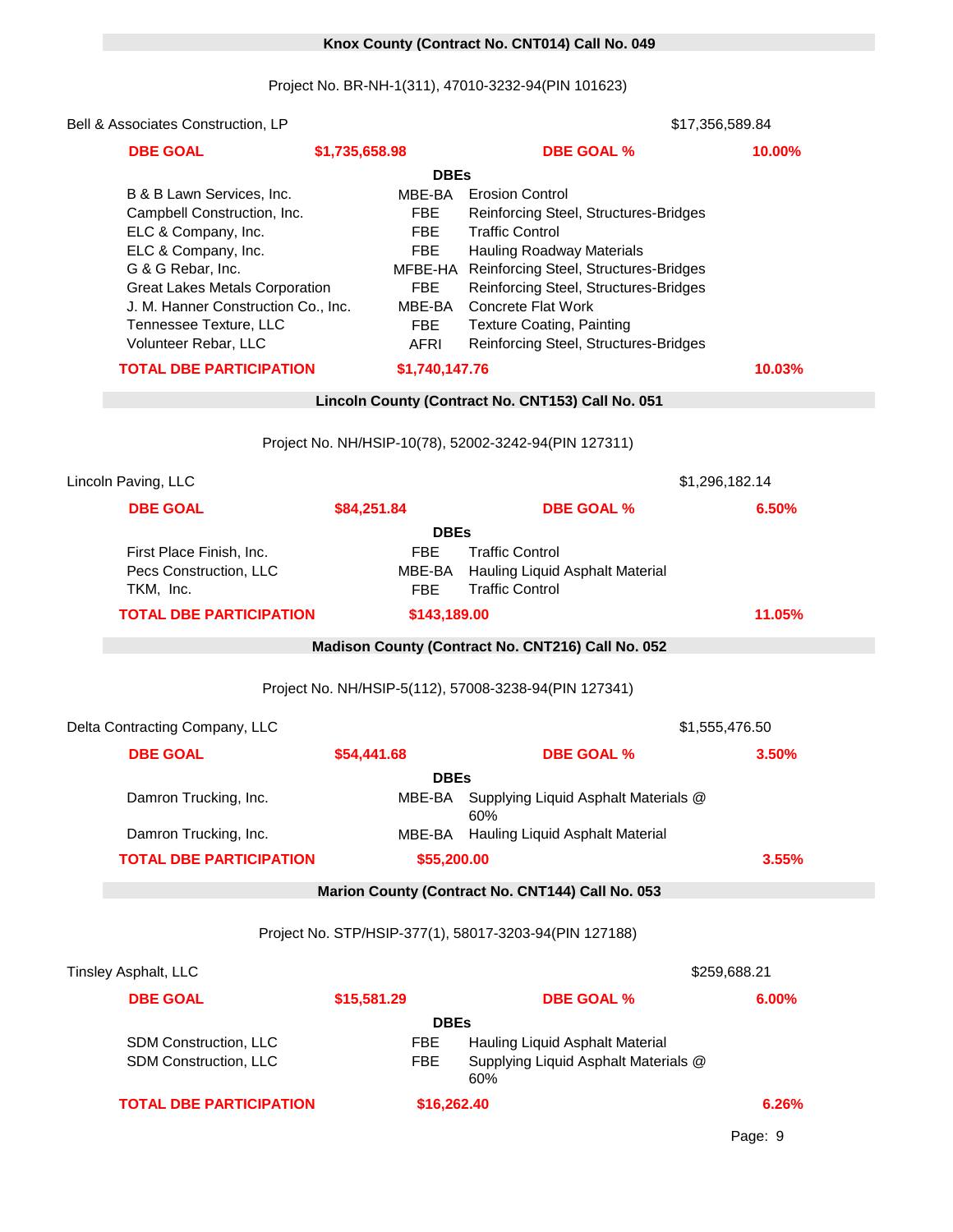## Knox County (Contract No. CNT014) Call No. 049

Project No. BR-NH-1(311), 47010-3232-94(PIN 101623)

Bell & Associates Construction, LP — $17,356,589.84

**DBE GOAL** **$1,735,658.98** **DBE GOAL %** **10.00%**

**DBEs**

| DBE | Type | Work |
|---|---|---|
| B & B Lawn Services, Inc. | MBE-BA | Erosion Control |
| Campbell Construction, Inc. | FBE | Reinforcing Steel, Structures-Bridges |
| ELC & Company, Inc. | FBE | Traffic Control |
| ELC & Company, Inc. | FBE | Hauling Roadway Materials |
| G & G Rebar, Inc. | MFBE-HA | Reinforcing Steel, Structures-Bridges |
| Great Lakes Metals Corporation | FBE | Reinforcing Steel, Structures-Bridges |
| J. M. Hanner Construction Co., Inc. | MBE-BA | Concrete Flat Work |
| Tennessee Texture, LLC | FBE | Texture Coating, Painting |
| Volunteer Rebar, LLC | AFRI | Reinforcing Steel, Structures-Bridges |

**TOTAL DBE PARTICIPATION** **$1,740,147.76** **10.03%**

## Lincoln County (Contract No. CNT153) Call No. 051

Project No. NH/HSIP-10(78), 52002-3242-94(PIN 127311)

Lincoln Paving, LLC — $1,296,182.14

**DBE GOAL** **$84,251.84** **DBE GOAL %** **6.50%**

**DBEs**

| DBE | Type | Work |
|---|---|---|
| First Place Finish, Inc. | FBE | Traffic Control |
| Pecs Construction, LLC | MBE-BA | Hauling Liquid Asphalt Material |
| TKM, Inc. | FBE | Traffic Control |

**TOTAL DBE PARTICIPATION** **$143,189.00** **11.05%**

## Madison County (Contract No. CNT216) Call No. 052

Project No. NH/HSIP-5(112), 57008-3238-94(PIN 127341)

Delta Contracting Company, LLC — $1,555,476.50

**DBE GOAL** **$54,441.68** **DBE GOAL %** **3.50%**

**DBEs**

| DBE | Type | Work |
|---|---|---|
| Damron Trucking, Inc. | MBE-BA | Supplying Liquid Asphalt Materials @ 60% |
| Damron Trucking, Inc. | MBE-BA | Hauling Liquid Asphalt Material |

**TOTAL DBE PARTICIPATION** **$55,200.00** **3.55%**

## Marion County (Contract No. CNT144) Call No. 053

Project No. STP/HSIP-377(1), 58017-3203-94(PIN 127188)

Tinsley Asphalt, LLC — $259,688.21

**DBE GOAL** **$15,581.29** **DBE GOAL %** **6.00%**

**DBEs**

| DBE | Type | Work |
|---|---|---|
| SDM Construction, LLC | FBE | Hauling Liquid Asphalt Material |
| SDM Construction, LLC | FBE | Supplying Liquid Asphalt Materials @ 60% |

**TOTAL DBE PARTICIPATION** **$16,262.40** **6.26%**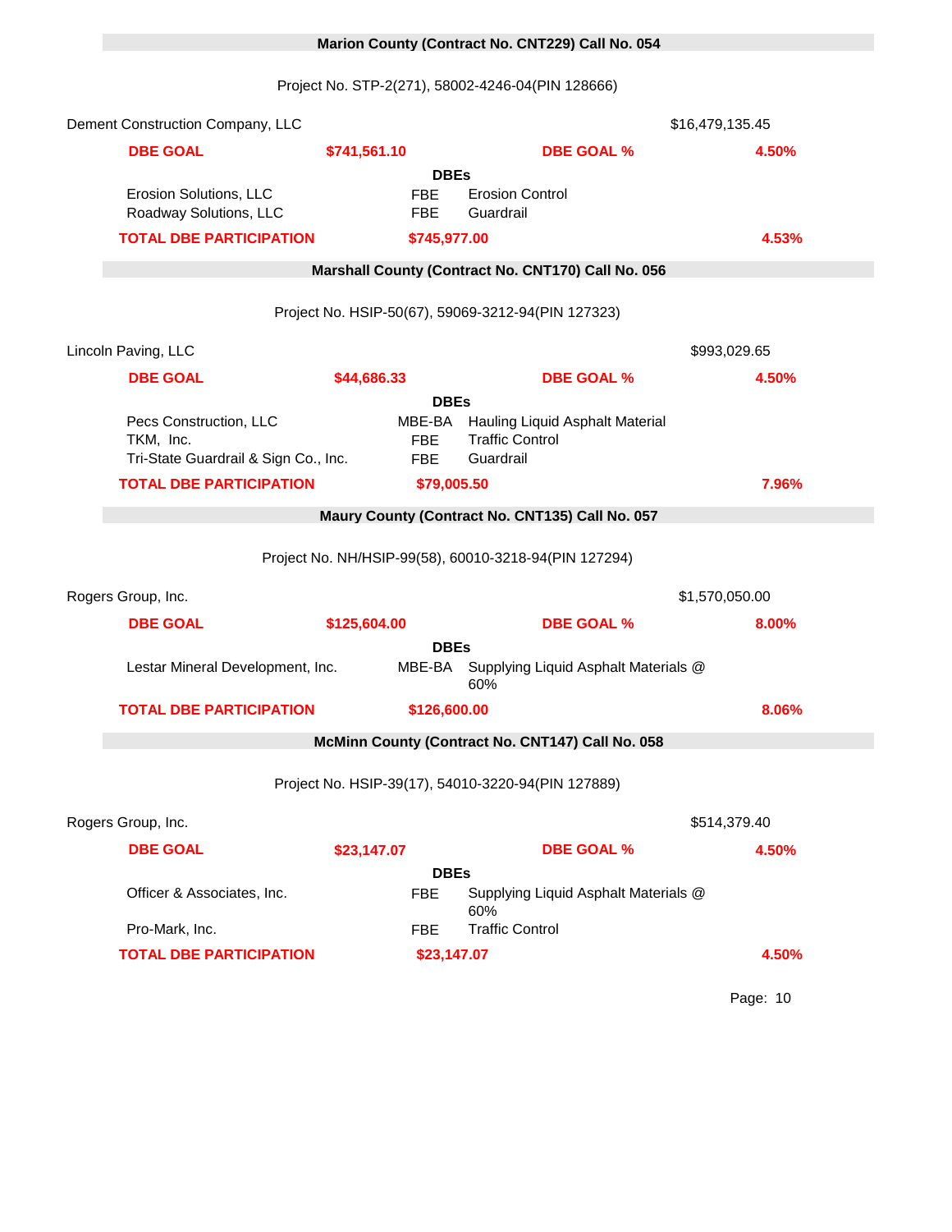### Marion County (Contract No. CNT229) Call No. 054

Project No. STP-2(271), 58002-4246-04(PIN 128666)

| Dement Construction Company, LLC | | | $16,479,135.45 |
|---|---|---|---|
| **DBE GOAL** | **$741,561.10** | **DBE GOAL %** | **4.50%** |

**DBEs**

| DBE | Type | Work |
|---|---|---|
| Erosion Solutions, LLC | FBE | Erosion Control |
| Roadway Solutions, LLC | FBE | Guardrail |

**TOTAL DBE PARTICIPATION** **$745,977.00** **4.53%**

### Marshall County (Contract No. CNT170) Call No. 056

Project No. HSIP-50(67), 59069-3212-94(PIN 127323)

| Lincoln Paving, LLC | | | $993,029.65 |
|---|---|---|---|
| **DBE GOAL** | **$44,686.33** | **DBE GOAL %** | **4.50%** |

**DBEs**

| DBE | Type | Work |
|---|---|---|
| Pecs Construction, LLC | MBE-BA | Hauling Liquid Asphalt Material |
| TKM, Inc. | FBE | Traffic Control |
| Tri-State Guardrail & Sign Co., Inc. | FBE | Guardrail |

**TOTAL DBE PARTICIPATION** **$79,005.50** **7.96%**

### Maury County (Contract No. CNT135) Call No. 057

Project No. NH/HSIP-99(58), 60010-3218-94(PIN 127294)

| Rogers Group, Inc. | | | $1,570,050.00 |
|---|---|---|---|
| **DBE GOAL** | **$125,604.00** | **DBE GOAL %** | **8.00%** |

**DBEs**

| DBE | Type | Work |
|---|---|---|
| Lestar Mineral Development, Inc. | MBE-BA | Supplying Liquid Asphalt Materials @ 60% |

**TOTAL DBE PARTICIPATION** **$126,600.00** **8.06%**

### McMinn County (Contract No. CNT147) Call No. 058

Project No. HSIP-39(17), 54010-3220-94(PIN 127889)

| Rogers Group, Inc. | | | $514,379.40 |
|---|---|---|---|
| **DBE GOAL** | **$23,147.07** | **DBE GOAL %** | **4.50%** |

**DBEs**

| DBE | Type | Work |
|---|---|---|
| Officer & Associates, Inc. | FBE | Supplying Liquid Asphalt Materials @ 60% |
| Pro-Mark, Inc. | FBE | Traffic Control |

**TOTAL DBE PARTICIPATION** **$23,147.07** **4.50%**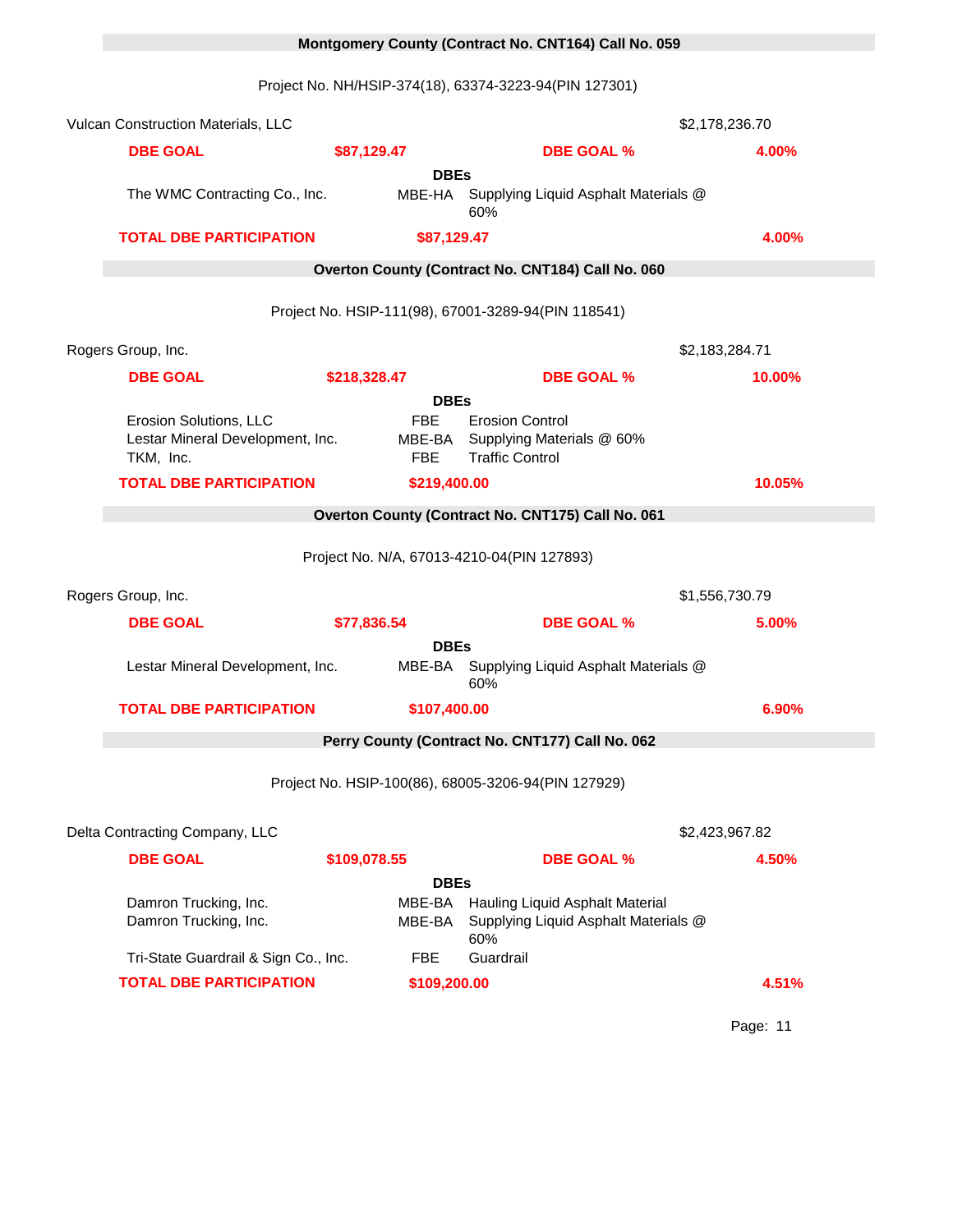## Montgomery County (Contract No. CNT164) Call No. 059

Project No. NH/HSIP-374(18), 63374-3223-94(PIN 127301)

Vulcan Construction Materials, LLC — $2,178,236.70

| **DBE GOAL** | **$87,129.47** | **DBE GOAL %** | **4.00%** |
|---|---|---|---|

**DBEs**

| DBE | Type | Work |
|---|---|---|
| The WMC Contracting Co., Inc. | MBE-HA | Supplying Liquid Asphalt Materials @ 60% |

| **TOTAL DBE PARTICIPATION** | **$87,129.47** | **4.00%** |
|---|---|---|

## Overton County (Contract No. CNT184) Call No. 060

Project No. HSIP-111(98), 67001-3289-94(PIN 118541)

Rogers Group, Inc. — $2,183,284.71

| **DBE GOAL** | **$218,328.47** | **DBE GOAL %** | **10.00%** |
|---|---|---|---|

**DBEs**

| DBE | Type | Work |
|---|---|---|
| Erosion Solutions, LLC | FBE | Erosion Control |
| Lestar Mineral Development, Inc. | MBE-BA | Supplying Materials @ 60% |
| TKM, Inc. | FBE | Traffic Control |

| **TOTAL DBE PARTICIPATION** | **$219,400.00** | **10.05%** |
|---|---|---|

## Overton County (Contract No. CNT175) Call No. 061

Project No. N/A, 67013-4210-04(PIN 127893)

Rogers Group, Inc. — $1,556,730.79

| **DBE GOAL** | **$77,836.54** | **DBE GOAL %** | **5.00%** |
|---|---|---|---|

**DBEs**

| DBE | Type | Work |
|---|---|---|
| Lestar Mineral Development, Inc. | MBE-BA | Supplying Liquid Asphalt Materials @ 60% |

| **TOTAL DBE PARTICIPATION** | **$107,400.00** | **6.90%** |
|---|---|---|

## Perry County (Contract No. CNT177) Call No. 062

Project No. HSIP-100(86), 68005-3206-94(PIN 127929)

Delta Contracting Company, LLC — $2,423,967.82

| **DBE GOAL** | **$109,078.55** | **DBE GOAL %** | **4.50%** |
|---|---|---|---|

**DBEs**

| DBE | Type | Work |
|---|---|---|
| Damron Trucking, Inc. | MBE-BA | Hauling Liquid Asphalt Material |
| Damron Trucking, Inc. | MBE-BA | Supplying Liquid Asphalt Materials @ 60% |
| Tri-State Guardrail & Sign Co., Inc. | FBE | Guardrail |

| **TOTAL DBE PARTICIPATION** | **$109,200.00** | **4.51%** |
|---|---|---|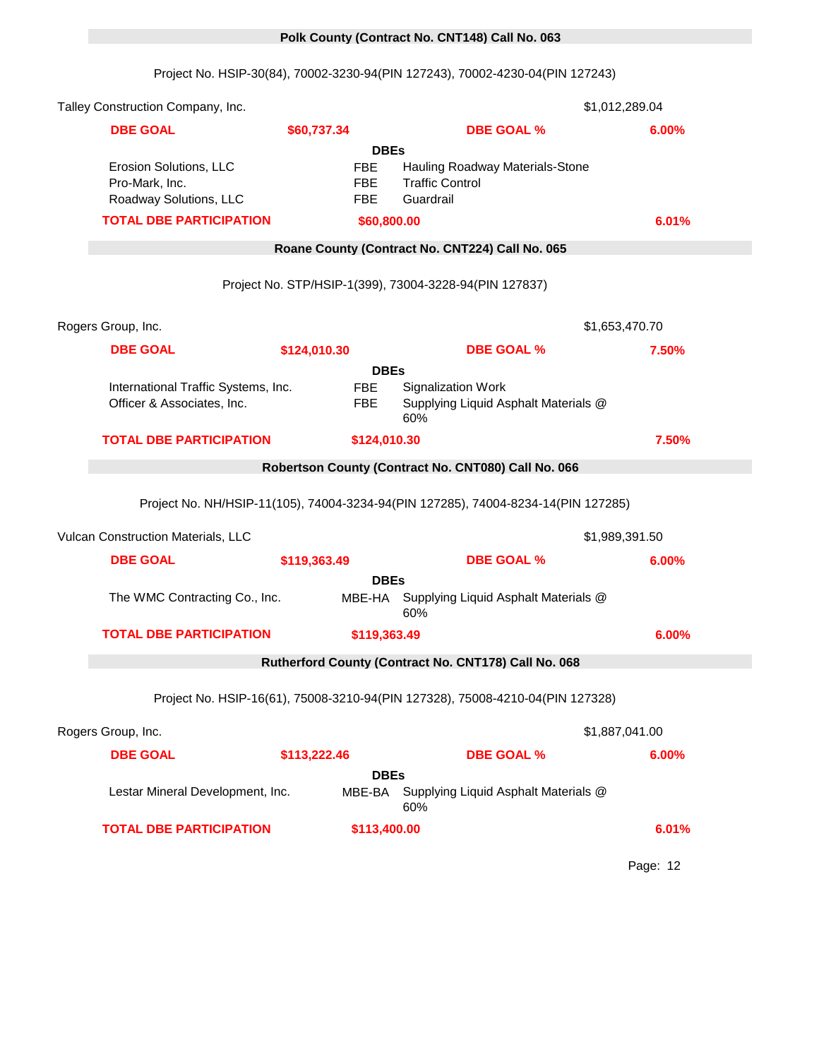## Polk County (Contract No. CNT148) Call No. 063

Project No. HSIP-30(84), 70002-3230-94(PIN 127243), 70002-4230-04(PIN 127243)

Talley Construction Company, Inc. $1,012,289.04

**DBE GOAL** **$60,737.34** **DBE GOAL %** **6.00%**

**DBEs**

| DBE | Type | Work |
|---|---|---|
| Erosion Solutions, LLC | FBE | Hauling Roadway Materials-Stone |
| Pro-Mark, Inc. | FBE | Traffic Control |
| Roadway Solutions, LLC | FBE | Guardrail |

**TOTAL DBE PARTICIPATION** **$60,800.00** **6.01%**

## Roane County (Contract No. CNT224) Call No. 065

Project No. STP/HSIP-1(399), 73004-3228-94(PIN 127837)

Rogers Group, Inc. $1,653,470.70

**DBE GOAL** **$124,010.30** **DBE GOAL %** **7.50%**

**DBEs**

| DBE | Type | Work |
|---|---|---|
| International Traffic Systems, Inc. | FBE | Signalization Work |
| Officer & Associates, Inc. | FBE | Supplying Liquid Asphalt Materials @ 60% |

**TOTAL DBE PARTICIPATION** **$124,010.30** **7.50%**

## Robertson County (Contract No. CNT080) Call No. 066

Project No. NH/HSIP-11(105), 74004-3234-94(PIN 127285), 74004-8234-14(PIN 127285)

Vulcan Construction Materials, LLC $1,989,391.50

**DBE GOAL** **$119,363.49** **DBE GOAL %** **6.00%**

**DBEs**

| DBE | Type | Work |
|---|---|---|
| The WMC Contracting Co., Inc. | MBE-HA | Supplying Liquid Asphalt Materials @ 60% |

**TOTAL DBE PARTICIPATION** **$119,363.49** **6.00%**

## Rutherford County (Contract No. CNT178) Call No. 068

Project No. HSIP-16(61), 75008-3210-94(PIN 127328), 75008-4210-04(PIN 127328)

Rogers Group, Inc. $1,887,041.00

**DBE GOAL** **$113,222.46** **DBE GOAL %** **6.00%**

**DBEs**

| DBE | Type | Work |
|---|---|---|
| Lestar Mineral Development, Inc. | MBE-BA | Supplying Liquid Asphalt Materials @ 60% |

**TOTAL DBE PARTICIPATION** **$113,400.00** **6.01%**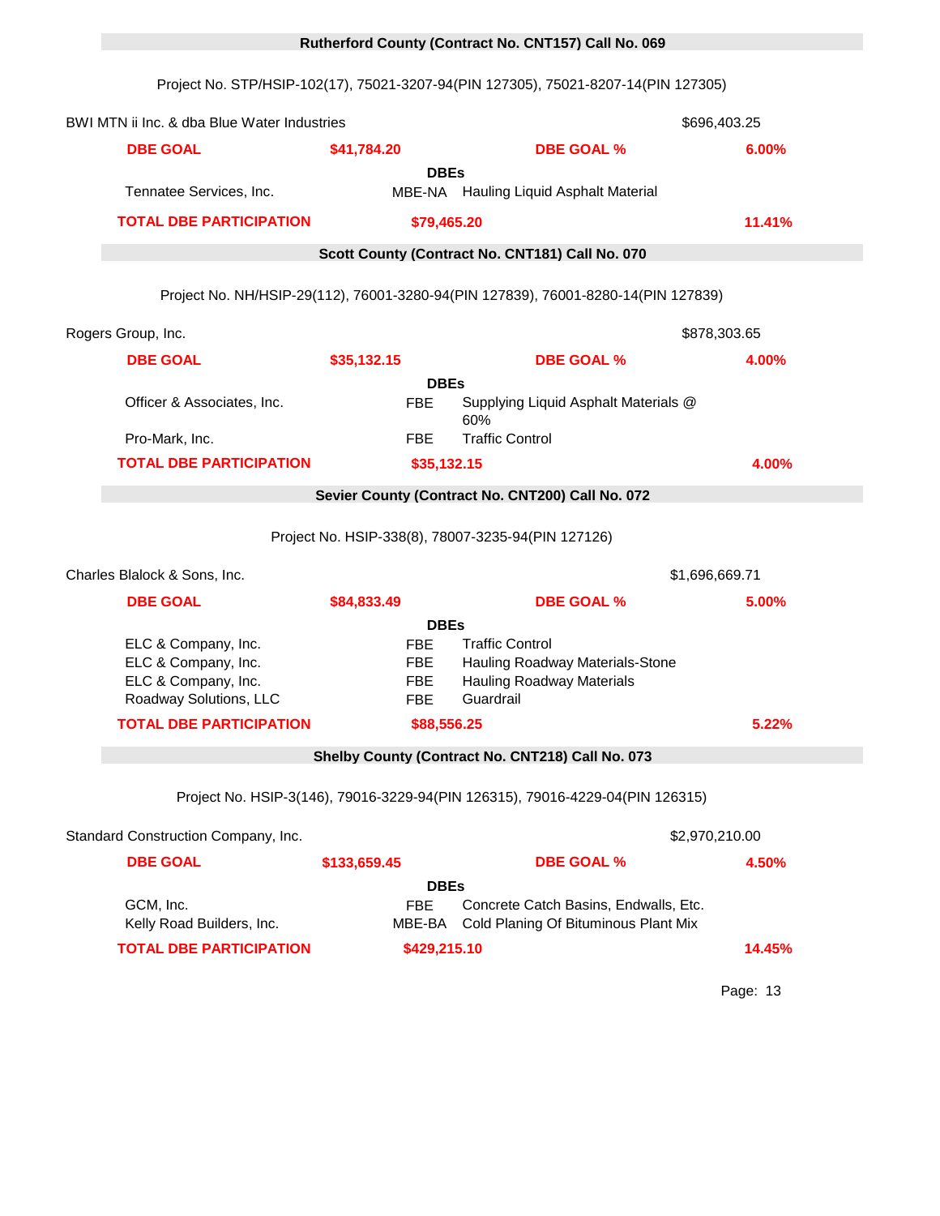## Rutherford County (Contract No. CNT157) Call No. 069

Project No. STP/HSIP-102(17), 75021-3207-94(PIN 127305), 75021-8207-14(PIN 127305)

BWI MTN ii Inc. & dba Blue Water Industries — $696,403.25

**DBE GOAL** **$41,784.20** **DBE GOAL %** **6.00%**

**DBEs**

| | | |
|---|---|---|
| Tennatee Services, Inc. | MBE-NA | Hauling Liquid Asphalt Material |

**TOTAL DBE PARTICIPATION** **$79,465.20** **11.41%**

## Scott County (Contract No. CNT181) Call No. 070

Project No. NH/HSIP-29(112), 76001-3280-94(PIN 127839), 76001-8280-14(PIN 127839)

Rogers Group, Inc. — $878,303.65

**DBE GOAL** **$35,132.15** **DBE GOAL %** **4.00%**

**DBEs**

| | | |
|---|---|---|
| Officer & Associates, Inc. | FBE | Supplying Liquid Asphalt Materials @ 60% |
| Pro-Mark, Inc. | FBE | Traffic Control |

**TOTAL DBE PARTICIPATION** **$35,132.15** **4.00%**

## Sevier County (Contract No. CNT200) Call No. 072

Project No. HSIP-338(8), 78007-3235-94(PIN 127126)

Charles Blalock & Sons, Inc. — $1,696,669.71

**DBE GOAL** **$84,833.49** **DBE GOAL %** **5.00%**

**DBEs**

| | | |
|---|---|---|
| ELC & Company, Inc. | FBE | Traffic Control |
| ELC & Company, Inc. | FBE | Hauling Roadway Materials-Stone |
| ELC & Company, Inc. | FBE | Hauling Roadway Materials |
| Roadway Solutions, LLC | FBE | Guardrail |

**TOTAL DBE PARTICIPATION** **$88,556.25** **5.22%**

## Shelby County (Contract No. CNT218) Call No. 073

Project No. HSIP-3(146), 79016-3229-94(PIN 126315), 79016-4229-04(PIN 126315)

Standard Construction Company, Inc. — $2,970,210.00

**DBE GOAL** **$133,659.45** **DBE GOAL %** **4.50%**

**DBEs**

| | | |
|---|---|---|
| GCM, Inc. | FBE | Concrete Catch Basins, Endwalls, Etc. |
| Kelly Road Builders, Inc. | MBE-BA | Cold Planing Of Bituminous Plant Mix |

**TOTAL DBE PARTICIPATION** **$429,215.10** **14.45%**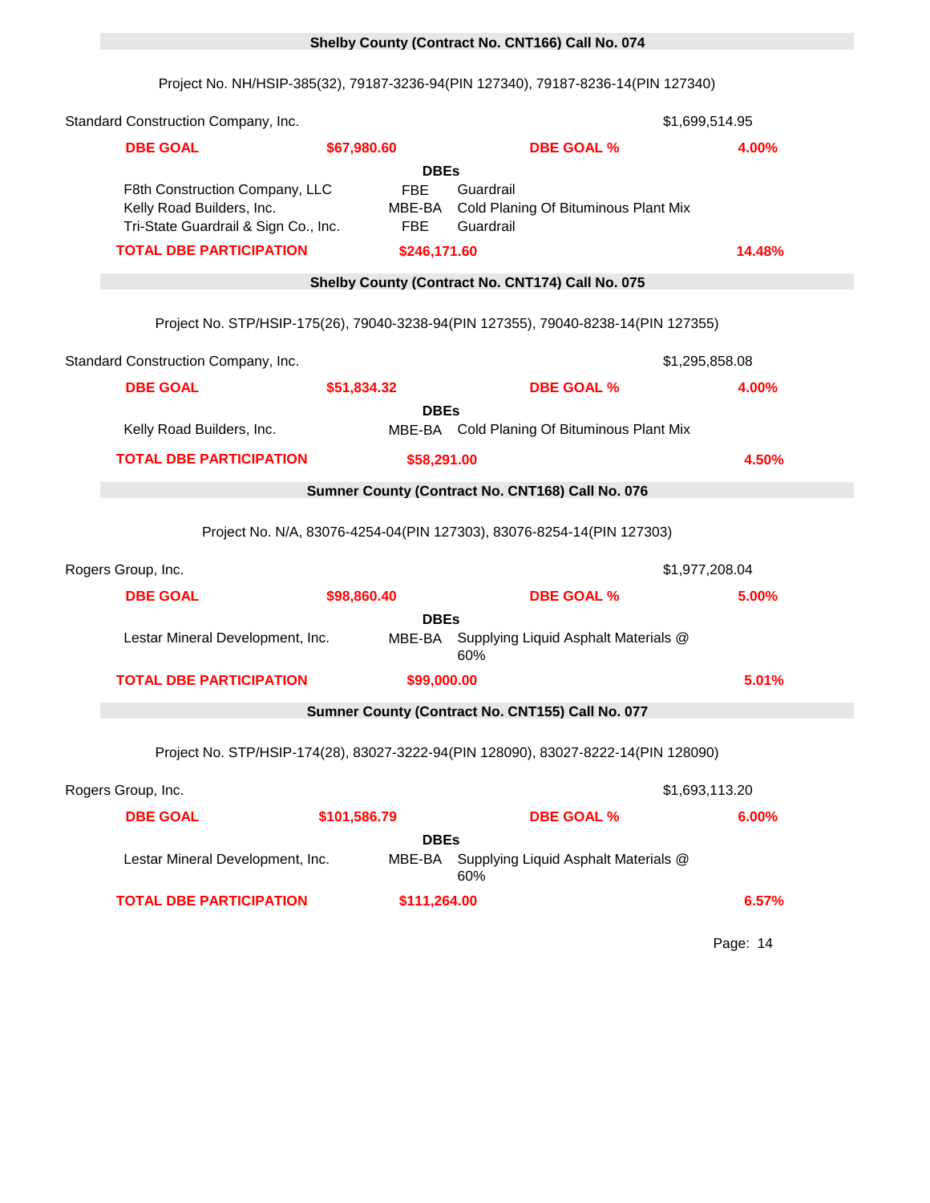## Shelby County (Contract No. CNT166) Call No. 074

Project No. NH/HSIP-385(32), 79187-3236-94(PIN 127340), 79187-8236-14(PIN 127340)

Standard Construction Company, Inc. — $1,699,514.95

| DBE GOAL | $67,980.60 | DBE GOAL % | 4.00% |
|---|---|---|---|

**DBEs**

| Name | Type | Work |
|---|---|---|
| F8th Construction Company, LLC | FBE | Guardrail |
| Kelly Road Builders, Inc. | MBE-BA | Cold Planing Of Bituminous Plant Mix |
| Tri-State Guardrail & Sign Co., Inc. | FBE | Guardrail |

| TOTAL DBE PARTICIPATION | $246,171.60 | 14.48% |
|---|---|---|

## Shelby County (Contract No. CNT174) Call No. 075

Project No. STP/HSIP-175(26), 79040-3238-94(PIN 127355), 79040-8238-14(PIN 127355)

Standard Construction Company, Inc. — $1,295,858.08

| DBE GOAL | $51,834.32 | DBE GOAL % | 4.00% |
|---|---|---|---|

**DBEs**

| Name | Type | Work |
|---|---|---|
| Kelly Road Builders, Inc. | MBE-BA | Cold Planing Of Bituminous Plant Mix |

| TOTAL DBE PARTICIPATION | $58,291.00 | 4.50% |
|---|---|---|

## Sumner County (Contract No. CNT168) Call No. 076

Project No. N/A, 83076-4254-04(PIN 127303), 83076-8254-14(PIN 127303)

Rogers Group, Inc. — $1,977,208.04

| DBE GOAL | $98,860.40 | DBE GOAL % | 5.00% |
|---|---|---|---|

**DBEs**

| Name | Type | Work |
|---|---|---|
| Lestar Mineral Development, Inc. | MBE-BA | Supplying Liquid Asphalt Materials @ 60% |

| TOTAL DBE PARTICIPATION | $99,000.00 | 5.01% |
|---|---|---|

## Sumner County (Contract No. CNT155) Call No. 077

Project No. STP/HSIP-174(28), 83027-3222-94(PIN 128090), 83027-8222-14(PIN 128090)

Rogers Group, Inc. — $1,693,113.20

| DBE GOAL | $101,586.79 | DBE GOAL % | 6.00% |
|---|---|---|---|

**DBEs**

| Name | Type | Work |
|---|---|---|
| Lestar Mineral Development, Inc. | MBE-BA | Supplying Liquid Asphalt Materials @ 60% |

| TOTAL DBE PARTICIPATION | $111,264.00 | 6.57% |
|---|---|---|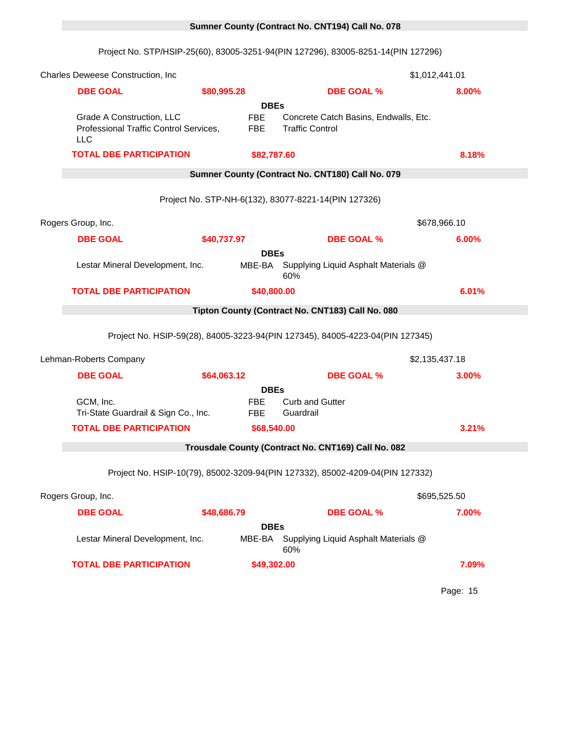## Sumner County (Contract No. CNT194) Call No. 078

Project No. STP/HSIP-25(60), 83005-3251-94(PIN 127296), 83005-8251-14(PIN 127296)

Charles Deweese Construction, Inc — $1,012,441.01

**DBE GOAL** — **$80,995.28** — **DBE GOAL %** — **8.00%**

**DBEs**

| DBE | Type | Work |
|---|---|---|
| Grade A Construction, LLC | FBE | Concrete Catch Basins, Endwalls, Etc. |
| Professional Traffic Control Services, LLC | FBE | Traffic Control |

**TOTAL DBE PARTICIPATION** — **$82,787.60** — **8.18%**

## Sumner County (Contract No. CNT180) Call No. 079

Project No. STP-NH-6(132), 83077-8221-14(PIN 127326)

Rogers Group, Inc. — $678,966.10

**DBE GOAL** — **$40,737.97** — **DBE GOAL %** — **6.00%**

**DBEs**

| DBE | Type | Work |
|---|---|---|
| Lestar Mineral Development, Inc. | MBE-BA | Supplying Liquid Asphalt Materials @ 60% |

**TOTAL DBE PARTICIPATION** — **$40,800.00** — **6.01%**

## Tipton County (Contract No. CNT183) Call No. 080

Project No. HSIP-59(28), 84005-3223-94(PIN 127345), 84005-4223-04(PIN 127345)

Lehman-Roberts Company — $2,135,437.18

**DBE GOAL** — **$64,063.12** — **DBE GOAL %** — **3.00%**

**DBEs**

| DBE | Type | Work |
|---|---|---|
| GCM, Inc. | FBE | Curb and Gutter |
| Tri-State Guardrail & Sign Co., Inc. | FBE | Guardrail |

**TOTAL DBE PARTICIPATION** — **$68,540.00** — **3.21%**

## Trousdale County (Contract No. CNT169) Call No. 082

Project No. HSIP-10(79), 85002-3209-94(PIN 127332), 85002-4209-04(PIN 127332)

Rogers Group, Inc. — $695,525.50

**DBE GOAL** — **$48,686.79** — **DBE GOAL %** — **7.00%**

**DBEs**

| DBE | Type | Work |
|---|---|---|
| Lestar Mineral Development, Inc. | MBE-BA | Supplying Liquid Asphalt Materials @ 60% |

**TOTAL DBE PARTICIPATION** — **$49,302.00** — **7.09%**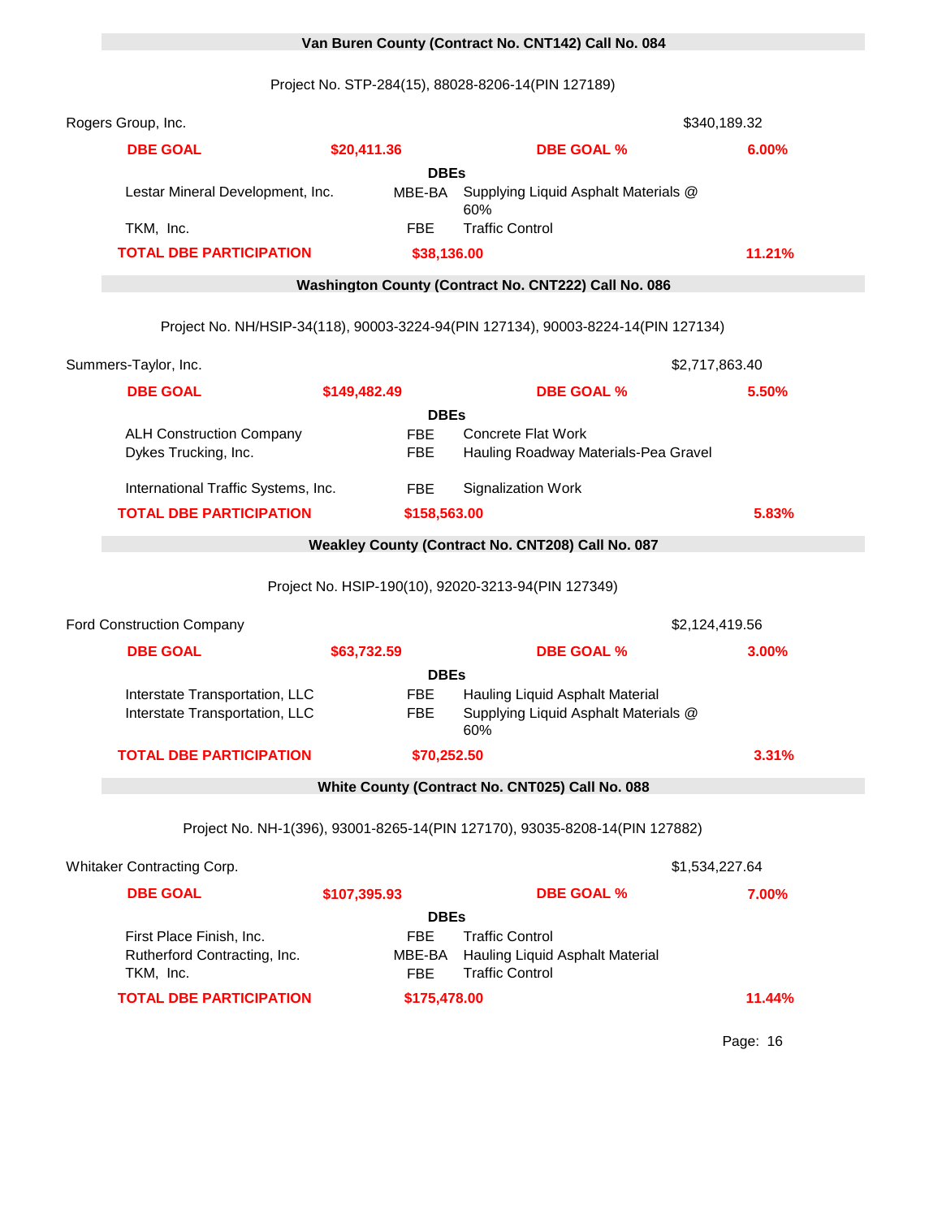## Van Buren County (Contract No. CNT142) Call No. 084

Project No. STP-284(15), 88028-8206-14(PIN 127189)

Rogers Group, Inc. — $340,189.32

| | | | |
|---|---|---|---|
| **DBE GOAL** | **$20,411.36** | **DBE GOAL %** | **6.00%** |

**DBEs**

| DBE | Type | Work |
|---|---|---|
| Lestar Mineral Development, Inc. | MBE-BA | Supplying Liquid Asphalt Materials @ 60% |
| TKM, Inc. | FBE | Traffic Control |

| | | |
|---|---|---|
| **TOTAL DBE PARTICIPATION** | **$38,136.00** | **11.21%** |

## Washington County (Contract No. CNT222) Call No. 086

Project No. NH/HSIP-34(118), 90003-3224-94(PIN 127134), 90003-8224-14(PIN 127134)

Summers-Taylor, Inc. — $2,717,863.40

| | | | |
|---|---|---|---|
| **DBE GOAL** | **$149,482.49** | **DBE GOAL %** | **5.50%** |

**DBEs**

| DBE | Type | Work |
|---|---|---|
| ALH Construction Company | FBE | Concrete Flat Work |
| Dykes Trucking, Inc. | FBE | Hauling Roadway Materials-Pea Gravel |
| International Traffic Systems, Inc. | FBE | Signalization Work |

| | | |
|---|---|---|
| **TOTAL DBE PARTICIPATION** | **$158,563.00** | **5.83%** |

## Weakley County (Contract No. CNT208) Call No. 087

Project No. HSIP-190(10), 92020-3213-94(PIN 127349)

Ford Construction Company — $2,124,419.56

| | | | |
|---|---|---|---|
| **DBE GOAL** | **$63,732.59** | **DBE GOAL %** | **3.00%** |

**DBEs**

| DBE | Type | Work |
|---|---|---|
| Interstate Transportation, LLC | FBE | Hauling Liquid Asphalt Material |
| Interstate Transportation, LLC | FBE | Supplying Liquid Asphalt Materials @ 60% |

| | | |
|---|---|---|
| **TOTAL DBE PARTICIPATION** | **$70,252.50** | **3.31%** |

## White County (Contract No. CNT025) Call No. 088

Project No. NH-1(396), 93001-8265-14(PIN 127170), 93035-8208-14(PIN 127882)

Whitaker Contracting Corp. — $1,534,227.64

| | | | |
|---|---|---|---|
| **DBE GOAL** | **$107,395.93** | **DBE GOAL %** | **7.00%** |

**DBEs**

| DBE | Type | Work |
|---|---|---|
| First Place Finish, Inc. | FBE | Traffic Control |
| Rutherford Contracting, Inc. | MBE-BA | Hauling Liquid Asphalt Material |
| TKM, Inc. | FBE | Traffic Control |

| | | |
|---|---|---|
| **TOTAL DBE PARTICIPATION** | **$175,478.00** | **11.44%** |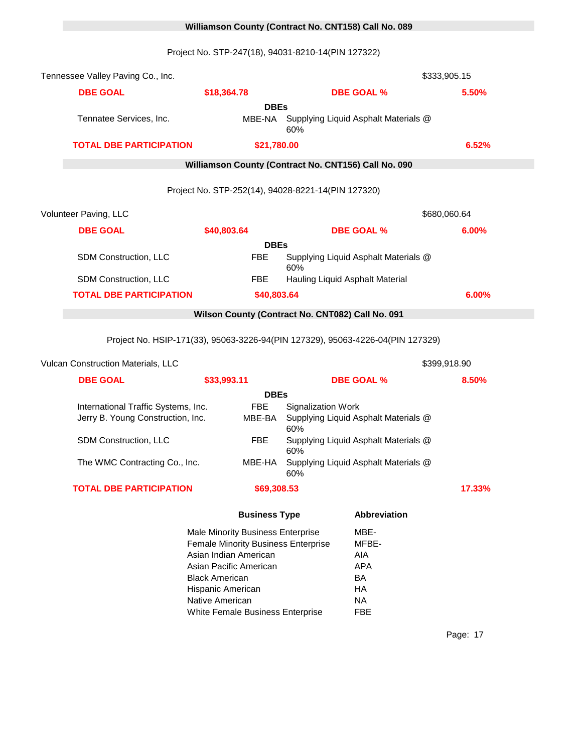## Williamson County (Contract No. CNT158) Call No. 089

Project No. STP-247(18), 94031-8210-14(PIN 127322)

Tennessee Valley Paving Co., Inc. $333,905.15

| | | | |
|---|---|---|---|
| **DBE GOAL** | **$18,364.78** | **DBE GOAL %** | **5.50%** |

**DBEs**

| | | |
|---|---|---|
| Tennatee Services, Inc. | MBE-NA | Supplying Liquid Asphalt Materials @ 60% |

| | | |
|---|---|---|
| **TOTAL DBE PARTICIPATION** | **$21,780.00** | **6.52%** |

## Williamson County (Contract No. CNT156) Call No. 090

Project No. STP-252(14), 94028-8221-14(PIN 127320)

Volunteer Paving, LLC $680,060.64

| | | | |
|---|---|---|---|
| **DBE GOAL** | **$40,803.64** | **DBE GOAL %** | **6.00%** |

**DBEs**

| | | |
|---|---|---|
| SDM Construction, LLC | FBE | Supplying Liquid Asphalt Materials @ 60% |
| SDM Construction, LLC | FBE | Hauling Liquid Asphalt Material |

| | | |
|---|---|---|
| **TOTAL DBE PARTICIPATION** | **$40,803.64** | **6.00%** |

## Wilson County (Contract No. CNT082) Call No. 091

Project No. HSIP-171(33), 95063-3226-94(PIN 127329), 95063-4226-04(PIN 127329)

Vulcan Construction Materials, LLC $399,918.90

| | | | |
|---|---|---|---|
| **DBE GOAL** | **$33,993.11** | **DBE GOAL %** | **8.50%** |

**DBEs**

| | | |
|---|---|---|
| International Traffic Systems, Inc. | FBE | Signalization Work |
| Jerry B. Young Construction, Inc. | MBE-BA | Supplying Liquid Asphalt Materials @ 60% |
| SDM Construction, LLC | FBE | Supplying Liquid Asphalt Materials @ 60% |
| The WMC Contracting Co., Inc. | MBE-HA | Supplying Liquid Asphalt Materials @ 60% |

| | | |
|---|---|---|
| **TOTAL DBE PARTICIPATION** | **$69,308.53** | **17.33%** |

| Business Type | Abbreviation |
|---|---|
| Male Minority Business Enterprise | MBE- |
| Female Minority Business Enterprise | MFBE- |
| Asian Indian American | AIA |
| Asian Pacific American | APA |
| Black American | BA |
| Hispanic American | HA |
| Native American | NA |
| White Female Business Enterprise | FBE |